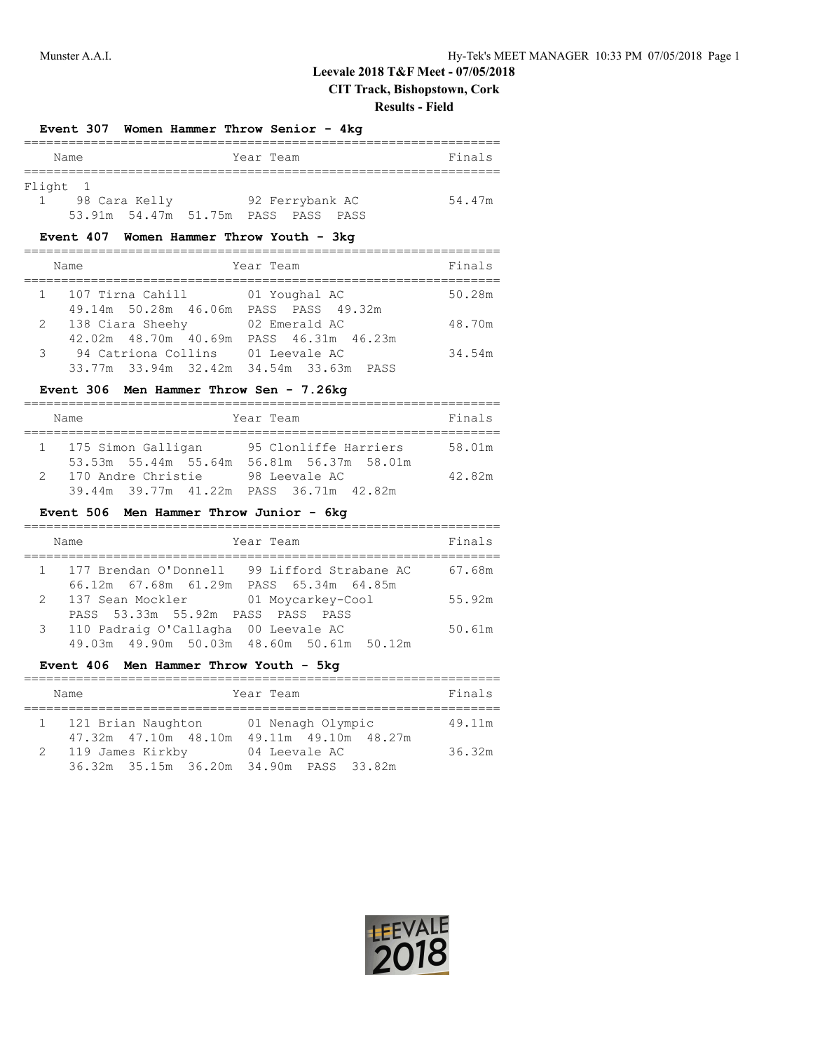# Leevale 2018 T&F Meet - 07/05/2018

## CIT Track, Bishopstown, Cork

### Results - Field

**Event 307 Women Hammer Throw Senior - 4kg**

Flight 1

| Place | Name | Year | Team | Finals |
|---|---|---|---|---|
| 1 | 98 Cara Kelly | 92 | Ferrybank AC | 54.47m |
| | 53.91m 54.47m 51.75m PASS PASS PASS | | | |

**Event 407 Women Hammer Throw Youth - 3kg**

| Place | Name | Year | Team | Finals |
|---|---|---|---|---|
| 1 | 107 Tirna Cahill | 01 | Youghal AC | 50.28m |
| | 49.14m 50.28m 46.06m PASS PASS 49.32m | | | |
| 2 | 138 Ciara Sheehy | 02 | Emerald AC | 48.70m |
| | 42.02m 48.70m 40.69m PASS 46.31m 46.23m | | | |
| 3 | 94 Catriona Collins | 01 | Leevale AC | 34.54m |
| | 33.77m 33.94m 32.42m 34.54m 33.63m PASS | | | |

**Event 306 Men Hammer Throw Sen - 7.26kg**

| Place | Name | Year | Team | Finals |
|---|---|---|---|---|
| 1 | 175 Simon Galligan | 95 | Clonliffe Harriers | 58.01m |
| | 53.53m 55.44m 55.64m 56.81m 56.37m 58.01m | | | |
| 2 | 170 Andre Christie | 98 | Leevale AC | 42.82m |
| | 39.44m 39.77m 41.22m PASS 36.71m 42.82m | | | |

**Event 506 Men Hammer Throw Junior - 6kg**

| Place | Name | Year | Team | Finals |
|---|---|---|---|---|
| 1 | 177 Brendan O'Donnell | 99 | Lifford Strabane AC | 67.68m |
| | 66.12m 67.68m 61.29m PASS 65.34m 64.85m | | | |
| 2 | 137 Sean Mockler | 01 | Moycarkey-Cool | 55.92m |
| | PASS 53.33m 55.92m PASS PASS PASS | | | |
| 3 | 110 Padraig O'Callagha | 00 | Leevale AC | 50.61m |
| | 49.03m 49.90m 50.03m 48.60m 50.61m 50.12m | | | |

**Event 406 Men Hammer Throw Youth - 5kg**

| Place | Name | Year | Team | Finals |
|---|---|---|---|---|
| 1 | 121 Brian Naughton | 01 | Nenagh Olympic | 49.11m |
| | 47.32m 47.10m 48.10m 49.11m 49.10m 48.27m | | | |
| 2 | 119 James Kirkby | 04 | Leevale AC | 36.32m |
| | 36.32m 35.15m 36.20m 34.90m PASS 33.82m | | | |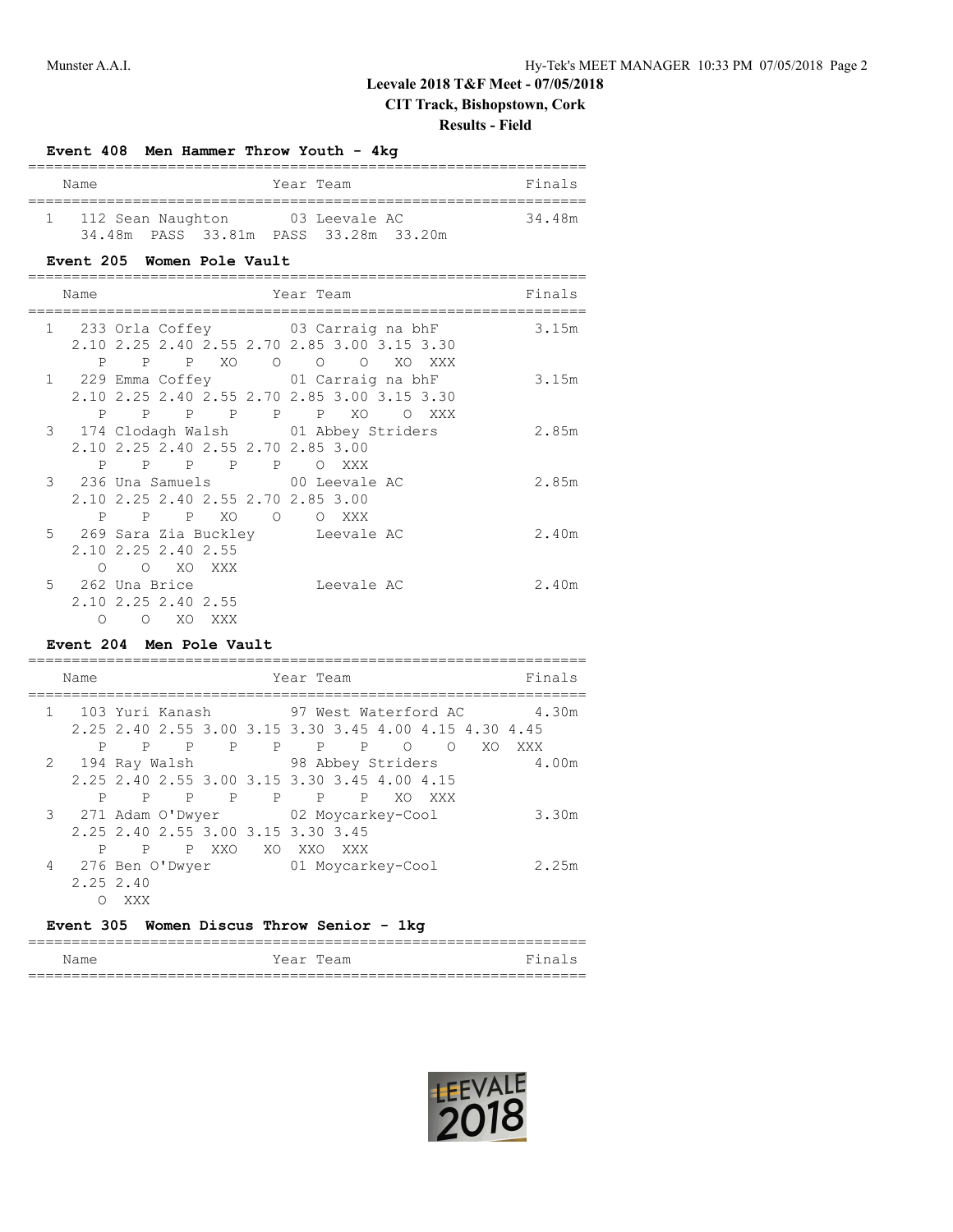## Leevale 2018 T&F Meet - 07/05/2018

**CIT Track, Bishopstown, Cork**

**Results - Field**

### Event 408 Men Hammer Throw Youth - 4kg

| | Name | Year | Team | Finals |
|---|---|---|---|---|
| 1 | 112 Sean Naughton | 03 | Leevale AC | 34.48m |

34.48m PASS 33.81m PASS 33.28m 33.20m

### Event 205 Women Pole Vault

| | Name | Year | Team | Finals |
|---|---|---|---|---|
| 1 | 233 Orla Coffey | 03 | Carraig na bhF | 3.15m |
| 1 | 229 Emma Coffey | 01 | Carraig na bhF | 3.15m |
| 3 | 174 Clodagh Walsh | 01 | Abbey Striders | 2.85m |
| 3 | 236 Una Samuels | 00 | Leevale AC | 2.85m |
| 5 | 269 Sara Zia Buckley | | Leevale AC | 2.40m |
| 5 | 262 Una Brice | | Leevale AC | 2.40m |

```
1   233 Orla Coffey          03 Carraig na bhF              3.15m
   2.10 2.25 2.40 2.55 2.70 2.85 3.00 3.15 3.30
      P    P    P   XO    O    O    O   XO  XXX
1   229 Emma Coffey          01 Carraig na bhF              3.15m
   2.10 2.25 2.40 2.55 2.70 2.85 3.00 3.15 3.30
      P    P    P    P    P    P   XO    O  XXX
3   174 Clodagh Walsh        01 Abbey Striders              2.85m
   2.10 2.25 2.40 2.55 2.70 2.85 3.00
      P    P    P    P    P    O  XXX
3   236 Una Samuels          00 Leevale AC                  2.85m
   2.10 2.25 2.40 2.55 2.70 2.85 3.00
      P    P    P   XO    O    O  XXX
5   269 Sara Zia Buckley        Leevale AC                  2.40m
   2.10 2.25 2.40 2.55
      O    O   XO  XXX
5   262 Una Brice               Leevale AC                  2.40m
   2.10 2.25 2.40 2.55
      O    O   XO  XXX
```

### Event 204 Men Pole Vault

| | Name | Year | Team | Finals |
|---|---|---|---|---|
| 1 | 103 Yuri Kanash | 97 | West Waterford AC | 4.30m |
| 2 | 194 Ray Walsh | 98 | Abbey Striders | 4.00m |
| 3 | 271 Adam O'Dwyer | 02 | Moycarkey-Cool | 3.30m |
| 4 | 276 Ben O'Dwyer | 01 | Moycarkey-Cool | 2.25m |

```
1   103 Yuri Kanash          97 West Waterford AC           4.30m
   2.25 2.40 2.55 3.00 3.15 3.30 3.45 4.00 4.15 4.30 4.45
      P    P    P    P    P    P    P    O    O   XO  XXX
2   194 Ray Walsh            98 Abbey Striders              4.00m
   2.25 2.40 2.55 3.00 3.15 3.30 3.45 4.00 4.15
      P    P    P    P    P    P    P   XO  XXX
3   271 Adam O'Dwyer         02 Moycarkey-Cool              3.30m
   2.25 2.40 2.55 3.00 3.15 3.30 3.45
      P    P    P  XXO   XO  XXO  XXX
4   276 Ben O'Dwyer          01 Moycarkey-Cool              2.25m
   2.25 2.40
      O  XXX
```

### Event 305 Women Discus Throw Senior - 1kg

| Name | Year | Team | Finals |
|---|---|---|---|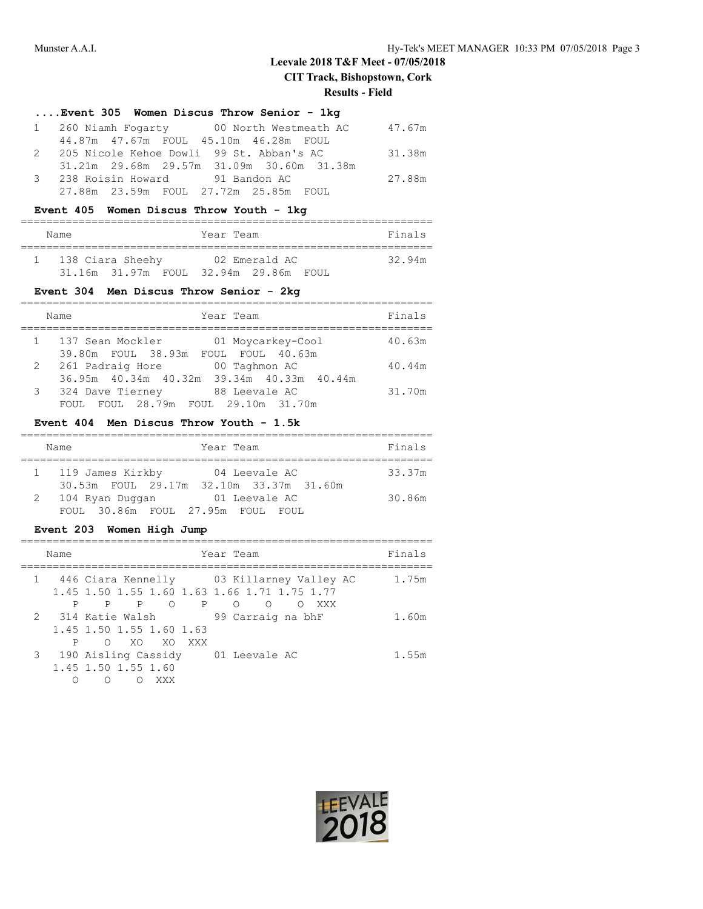## Leevale 2018 T&F Meet - 07/05/2018

**CIT Track, Bishopstown, Cork**

**Results - Field**

### ....Event 305 Women Discus Throw Senior - 1kg

| | Name | Year | Team | Finals |
|---|---|---|---|---|
| 1 | 260 Niamh Fogarty | 00 | North Westmeath AC | 47.67m |
| | 44.87m 47.67m FOUL 45.10m 46.28m FOUL | | | |
| 2 | 205 Nicole Kehoe Dowli | 99 | St. Abban's AC | 31.38m |
| | 31.21m 29.68m 29.57m 31.09m 30.60m 31.38m | | | |
| 3 | 238 Roisin Howard | 91 | Bandon AC | 27.88m |
| | 27.88m 23.59m FOUL 27.72m 25.85m FOUL | | | |

### Event 405 Women Discus Throw Youth - 1kg

| | Name | Year | Team | Finals |
|---|---|---|---|---|
| 1 | 138 Ciara Sheehy | 02 | Emerald AC | 32.94m |
| | 31.16m 31.97m FOUL 32.94m 29.86m FOUL | | | |

### Event 304 Men Discus Throw Senior - 2kg

| | Name | Year | Team | Finals |
|---|---|---|---|---|
| 1 | 137 Sean Mockler | 01 | Moycarkey-Cool | 40.63m |
| | 39.80m FOUL 38.93m FOUL FOUL 40.63m | | | |
| 2 | 261 Padraig Hore | 00 | Taghmon AC | 40.44m |
| | 36.95m 40.34m 40.32m 39.34m 40.33m 40.44m | | | |
| 3 | 324 Dave Tierney | 88 | Leevale AC | 31.70m |
| | FOUL FOUL 28.79m FOUL 29.10m 31.70m | | | |

### Event 404 Men Discus Throw Youth - 1.5k

| | Name | Year | Team | Finals |
|---|---|---|---|---|
| 1 | 119 James Kirkby | 04 | Leevale AC | 33.37m |
| | 30.53m FOUL 29.17m 32.10m 33.37m 31.60m | | | |
| 2 | 104 Ryan Duggan | 01 | Leevale AC | 30.86m |
| | FOUL 30.86m FOUL 27.95m FOUL FOUL | | | |

### Event 203 Women High Jump

| | Name | Year | Team | Finals |
|---|---|---|---|---|
| 1 | 446 Ciara Kennelly | 03 | Killarney Valley AC | 1.75m |
| | 1.45 1.50 1.55 1.60 1.63 1.66 1.71 1.75 1.77 | | | |
| | P P P O P O O O XXX | | | |
| 2 | 314 Katie Walsh | 99 | Carraig na bhF | 1.60m |
| | 1.45 1.50 1.55 1.60 1.63 | | | |
| | P O XO XO XXX | | | |
| 3 | 190 Aisling Cassidy | 01 | Leevale AC | 1.55m |
| | 1.45 1.50 1.55 1.60 | | | |
| | O O O XXX | | | |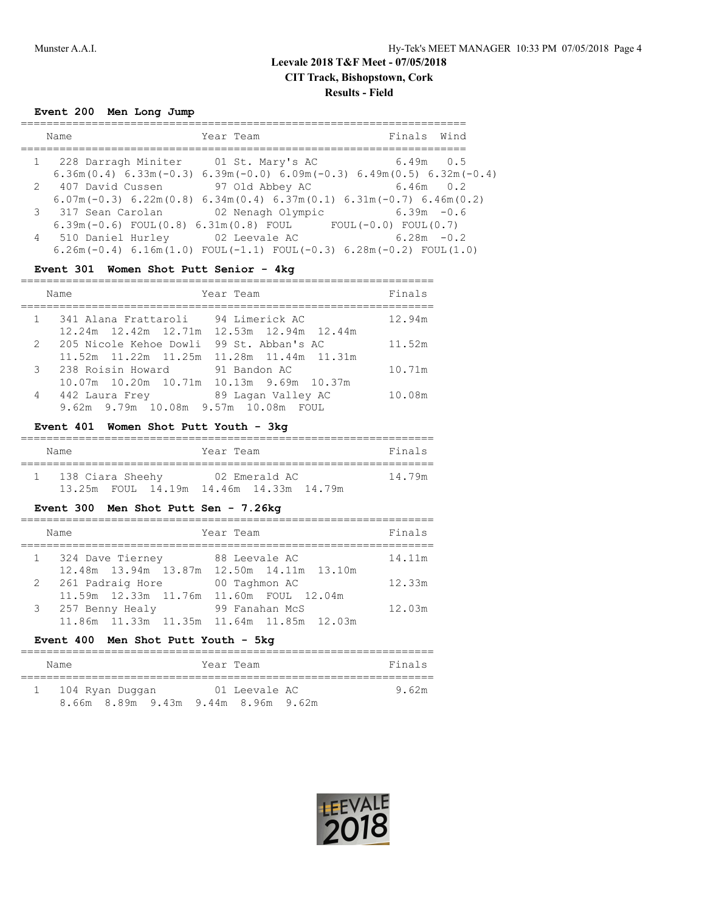# Leevale 2018 T&F Meet - 07/05/2018

## CIT Track, Bishopstown, Cork

## Results - Field

### Event 200 Men Long Jump

| | Name | Year | Team | Finals | Wind |
|---|---|---|---|---|---|
| 1 | 228 Darragh Miniter | 01 | St. Mary's AC | 6.49m | 0.5 |
| | 6.36m(0.4) 6.33m(-0.3) 6.39m(-0.0) 6.09m(-0.3) 6.49m(0.5) 6.32m(-0.4) | | | | |
| 2 | 407 David Cussen | 97 | Old Abbey AC | 6.46m | 0.2 |
| | 6.07m(-0.3) 6.22m(0.8) 6.34m(0.4) 6.37m(0.1) 6.31m(-0.7) 6.46m(0.2) | | | | |
| 3 | 317 Sean Carolan | 02 | Nenagh Olympic | 6.39m | -0.6 |
| | 6.39m(-0.6) FOUL(0.8) 6.31m(0.8) FOUL FOUL(-0.0) FOUL(0.7) | | | | |
| 4 | 510 Daniel Hurley | 02 | Leevale AC | 6.28m | -0.2 |
| | 6.26m(-0.4) 6.16m(1.0) FOUL(-1.1) FOUL(-0.3) 6.28m(-0.2) FOUL(1.0) | | | | |

### Event 301 Women Shot Putt Senior - 4kg

| | Name | Year | Team | Finals |
|---|---|---|---|---|
| 1 | 341 Alana Frattaroli | 94 | Limerick AC | 12.94m |
| | 12.24m 12.42m 12.71m 12.53m 12.94m 12.44m | | | |
| 2 | 205 Nicole Kehoe Dowli | 99 | St. Abban's AC | 11.52m |
| | 11.52m 11.22m 11.25m 11.28m 11.44m 11.31m | | | |
| 3 | 238 Roisin Howard | 91 | Bandon AC | 10.71m |
| | 10.07m 10.20m 10.71m 10.13m 9.69m 10.37m | | | |
| 4 | 442 Laura Frey | 89 | Lagan Valley AC | 10.08m |
| | 9.62m 9.79m 10.08m 9.57m 10.08m FOUL | | | |

### Event 401 Women Shot Putt Youth - 3kg

| | Name | Year | Team | Finals |
|---|---|---|---|---|
| 1 | 138 Ciara Sheehy | 02 | Emerald AC | 14.79m |
| | 13.25m FOUL 14.19m 14.46m 14.33m 14.79m | | | |

### Event 300 Men Shot Putt Sen - 7.26kg

| | Name | Year | Team | Finals |
|---|---|---|---|---|
| 1 | 324 Dave Tierney | 88 | Leevale AC | 14.11m |
| | 12.48m 13.94m 13.87m 12.50m 14.11m 13.10m | | | |
| 2 | 261 Padraig Hore | 00 | Taghmon AC | 12.33m |
| | 11.59m 12.33m 11.76m 11.60m FOUL 12.04m | | | |
| 3 | 257 Benny Healy | 99 | Fanahan McS | 12.03m |
| | 11.86m 11.33m 11.35m 11.64m 11.85m 12.03m | | | |

### Event 400 Men Shot Putt Youth - 5kg

| | Name | Year | Team | Finals |
|---|---|---|---|---|
| 1 | 104 Ryan Duggan | 01 | Leevale AC | 9.62m |
| | 8.66m 8.89m 9.43m 9.44m 8.96m 9.62m | | | |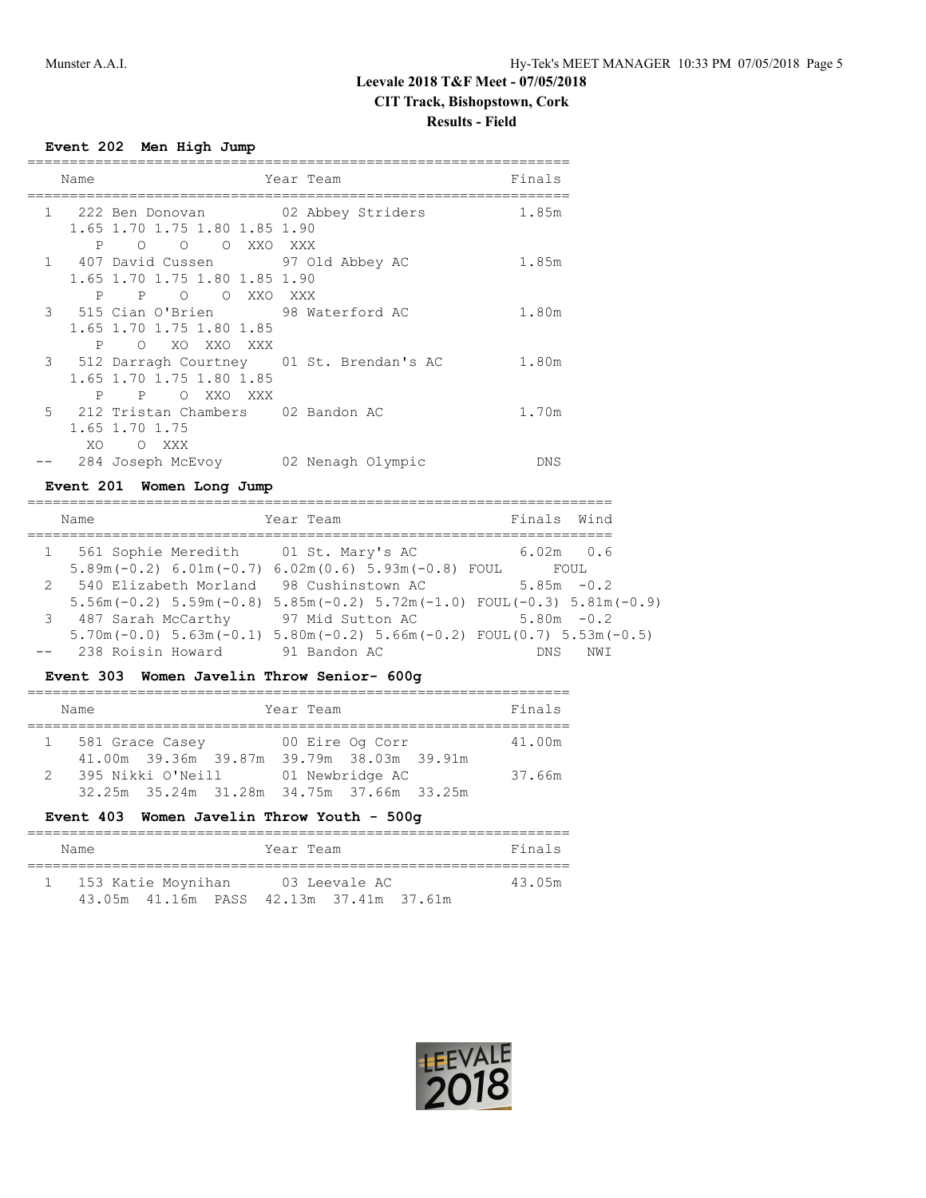# Leevale 2018 T&F Meet - 07/05/2018
## CIT Track, Bishopstown, Cork
### Results - Field

**Event 202 Men High Jump**

```
=================================================================
    Name                    Year Team                    Finals
=================================================================
  1   222 Ben Donovan         02 Abbey Striders          1.85m
     1.65 1.70 1.75 1.80 1.85 1.90
        P    O    O    O  XXO  XXX
  1   407 David Cussen        97 Old Abbey AC            1.85m
     1.65 1.70 1.75 1.80 1.85 1.90
        P    P    O    O  XXO  XXX
  3   515 Cian O'Brien        98 Waterford AC            1.80m
     1.65 1.70 1.75 1.80 1.85
        P    O   XO  XXO  XXX
  3   512 Darragh Courtney    01 St. Brendan's AC        1.80m
     1.65 1.70 1.75 1.80 1.85
        P    P    O  XXO  XXX
  5   212 Tristan Chambers    02 Bandon AC               1.70m
     1.65 1.70 1.75
       XO    O  XXX
 --   284 Joseph McEvoy       02 Nenagh Olympic            DNS
```

**Event 201 Women Long Jump**

```
======================================================================
    Name                    Year Team                    Finals  Wind
======================================================================
  1   561 Sophie Meredith     01 St. Mary's AC           6.02m   0.6
     5.89m(-0.2) 6.01m(-0.7) 6.02m(0.6) 5.93m(-0.8) FOUL      FOUL
  2   540 Elizabeth Morland   98 Cushinstown AC          5.85m  -0.2
     5.56m(-0.2) 5.59m(-0.8) 5.85m(-0.2) 5.72m(-1.0) FOUL(-0.3) 5.81m(-0.9)
  3   487 Sarah McCarthy      97 Mid Sutton AC           5.80m  -0.2
     5.70m(-0.0) 5.63m(-0.1) 5.80m(-0.2) 5.66m(-0.2) FOUL(0.7) 5.53m(-0.5)
 --   238 Roisin Howard       91 Bandon AC                 DNS   NWI
```

**Event 303 Women Javelin Throw Senior- 600g**

```
=================================================================
    Name                    Year Team                    Finals
=================================================================
  1   581 Grace Casey         00 Eire Og Corr           41.00m
      41.00m  39.36m  39.87m  39.79m  38.03m  39.91m
  2   395 Nikki O'Neill       01 Newbridge AC           37.66m
      32.25m  35.24m  31.28m  34.75m  37.66m  33.25m
```

**Event 403 Women Javelin Throw Youth - 500g**

```
=================================================================
    Name                    Year Team                    Finals
=================================================================
  1   153 Katie Moynihan      03 Leevale AC             43.05m
      43.05m  41.16m  PASS  42.13m  37.41m  37.61m
```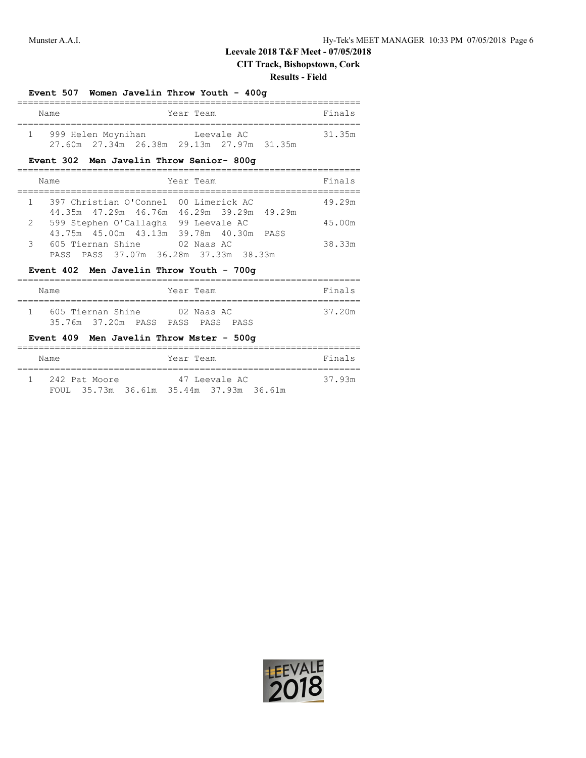# Leevale 2018 T&F Meet - 07/05/2018

## CIT Track, Bishopstown, Cork

## Results - Field

### Event 507 Women Javelin Throw Youth - 400g

| | Name | Year | Team | Finals |
|---|---|---|---|---|
| 1 | 999 Helen Moynihan | | Leevale AC | 31.35m |
| | 27.60m 27.34m 26.38m 29.13m 27.97m 31.35m | | | |

### Event 302 Men Javelin Throw Senior- 800g

| | Name | Year | Team | Finals |
|---|---|---|---|---|
| 1 | 397 Christian O'Connel | 00 | Limerick AC | 49.29m |
| | 44.35m 47.29m 46.76m 46.29m 39.29m 49.29m | | | |
| 2 | 599 Stephen O'Callagha | 99 | Leevale AC | 45.00m |
| | 43.75m 45.00m 43.13m 39.78m 40.30m PASS | | | |
| 3 | 605 Tiernan Shine | 02 | Naas AC | 38.33m |
| | PASS PASS 37.07m 36.28m 37.33m 38.33m | | | |

### Event 402 Men Javelin Throw Youth - 700g

| | Name | Year | Team | Finals |
|---|---|---|---|---|
| 1 | 605 Tiernan Shine | 02 | Naas AC | 37.20m |
| | 35.76m 37.20m PASS PASS PASS PASS | | | |

### Event 409 Men Javelin Throw Mster - 500g

| | Name | Year | Team | Finals |
|---|---|---|---|---|
| 1 | 242 Pat Moore | 47 | Leevale AC | 37.93m |
| | FOUL 35.73m 36.61m 35.44m 37.93m 36.61m | | | |